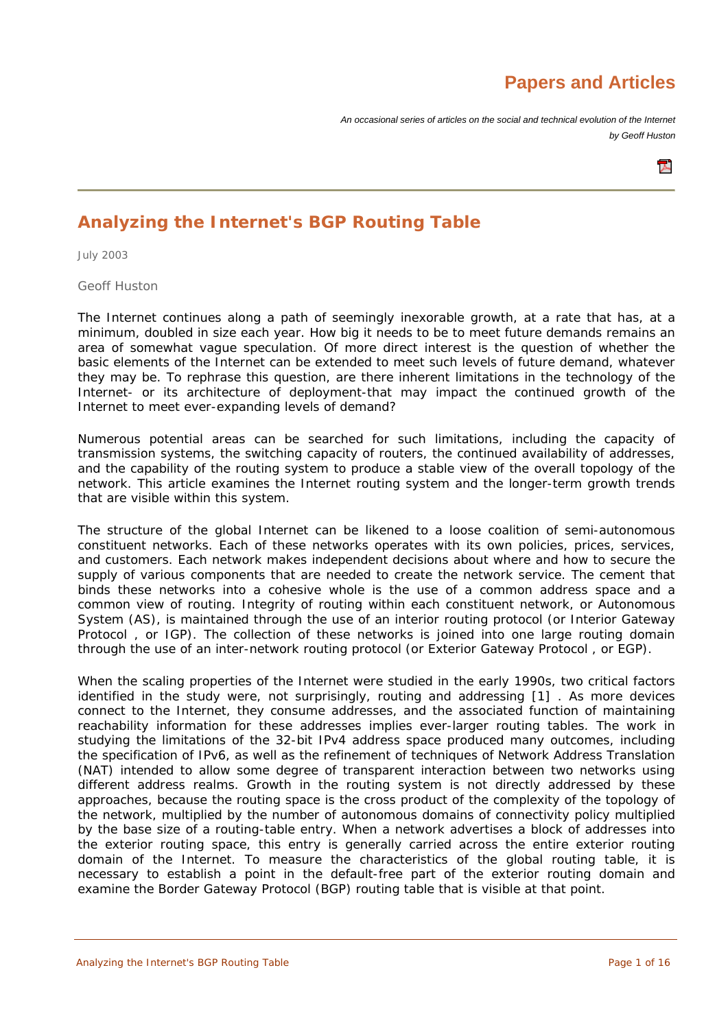# Papers and Articles

*An occasional series of articles on the social and technical evolution of the Internet*
*by Geoff Huston*

## Analyzing the Internet's BGP Routing Table

July 2003

Geoff Huston

The Internet continues along a path of seemingly inexorable growth, at a rate that has, at a minimum, doubled in size each year. How big it needs to be to meet future demands remains an area of somewhat vague speculation. Of more direct interest is the question of whether the basic elements of the Internet can be extended to meet such levels of future demand, whatever they may be. To rephrase this question, are there inherent limitations in the technology of the Internet- or its architecture of deployment-that may impact the continued growth of the Internet to meet ever-expanding levels of demand?

Numerous potential areas can be searched for such limitations, including the capacity of transmission systems, the switching capacity of routers, the continued availability of addresses, and the capability of the routing system to produce a stable view of the overall topology of the network. This article examines the Internet routing system and the longer-term growth trends that are visible within this system.

The structure of the global Internet can be likened to a loose coalition of semi-autonomous constituent networks. Each of these networks operates with its own policies, prices, services, and customers. Each network makes independent decisions about where and how to secure the supply of various components that are needed to create the network service. The cement that binds these networks into a cohesive whole is the use of a common address space and a common view of routing. Integrity of routing within each constituent network, or Autonomous System (AS), is maintained through the use of an interior routing protocol (or Interior Gateway Protocol , or IGP). The collection of these networks is joined into one large routing domain through the use of an inter-network routing protocol (or Exterior Gateway Protocol , or EGP).

When the scaling properties of the Internet were studied in the early 1990s, two critical factors identified in the study were, not surprisingly, routing and addressing [1] . As more devices connect to the Internet, they consume addresses, and the associated function of maintaining reachability information for these addresses implies ever-larger routing tables. The work in studying the limitations of the 32-bit IPv4 address space produced many outcomes, including the specification of IPv6, as well as the refinement of techniques of Network Address Translation (NAT) intended to allow some degree of transparent interaction between two networks using different address realms. Growth in the routing system is not directly addressed by these approaches, because the routing space is the cross product of the complexity of the topology of the network, multiplied by the number of autonomous domains of connectivity policy multiplied by the base size of a routing-table entry. When a network advertises a block of addresses into the exterior routing space, this entry is generally carried across the entire exterior routing domain of the Internet. To measure the characteristics of the global routing table, it is necessary to establish a point in the default-free part of the exterior routing domain and examine the Border Gateway Protocol (BGP) routing table that is visible at that point.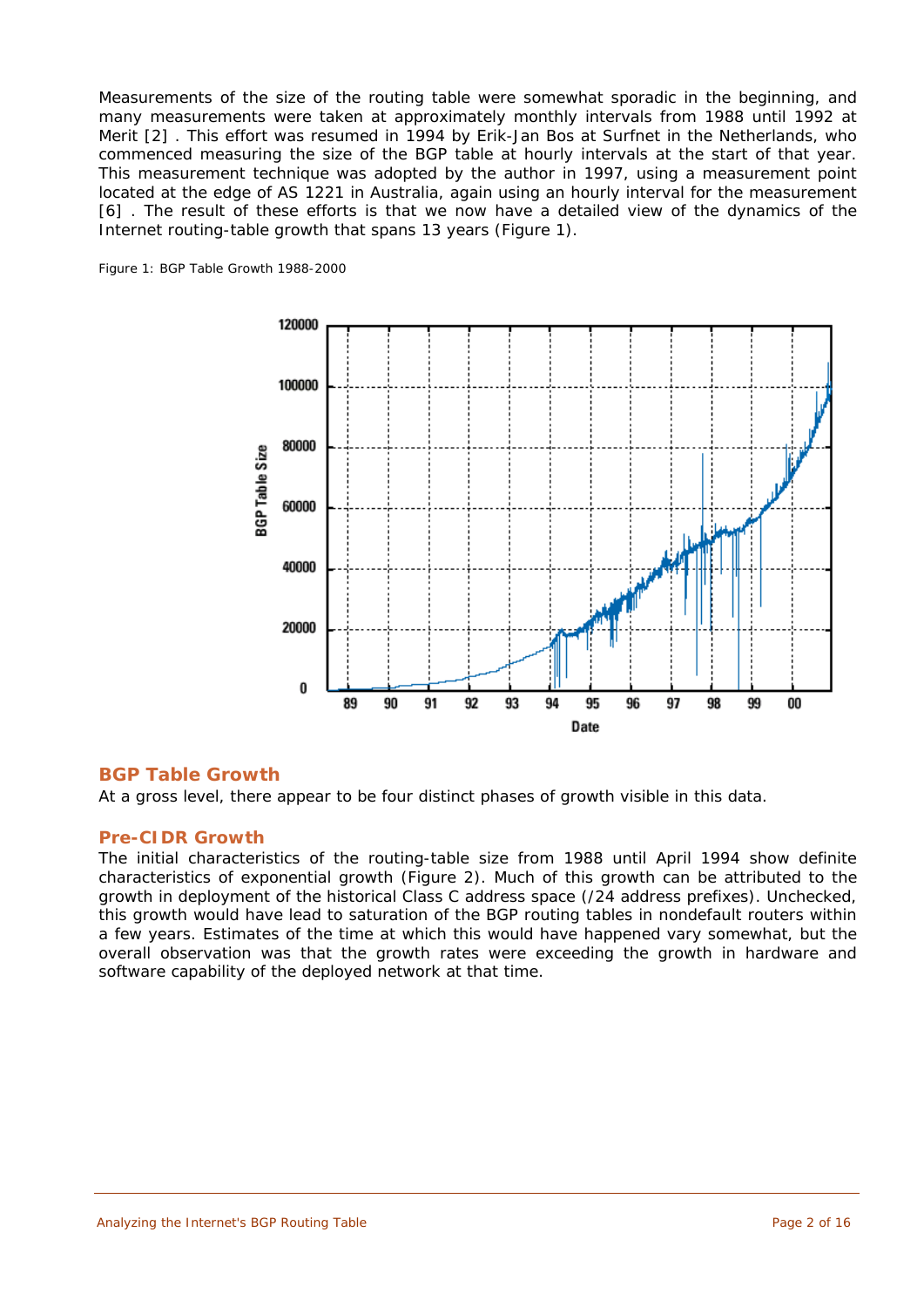Measurements of the size of the routing table were somewhat sporadic in the beginning, and many measurements were taken at approximately monthly intervals from 1988 until 1992 at Merit [2] . This effort was resumed in 1994 by Erik-Jan Bos at Surfnet in the Netherlands, who commenced measuring the size of the BGP table at hourly intervals at the start of that year. This measurement technique was adopted by the author in 1997, using a measurement point located at the edge of AS 1221 in Australia, again using an hourly interval for the measurement [6] . The result of these efforts is that we now have a detailed view of the dynamics of the Internet routing-table growth that spans 13 years (Figure 1).

Figure 1: BGP Table Growth 1988-2000

## BGP Table Growth

At a gross level, there appear to be four distinct phases of growth visible in this data.

### Pre-CIDR Growth

The initial characteristics of the routing-table size from 1988 until April 1994 show definite characteristics of exponential growth (Figure 2). Much of this growth can be attributed to the growth in deployment of the historical Class C address space (/24 address prefixes). Unchecked, this growth would have lead to saturation of the BGP routing tables in nondefault routers within a few years. Estimates of the time at which this would have happened vary somewhat, but the overall observation was that the growth rates were exceeding the growth in hardware and software capability of the deployed network at that time.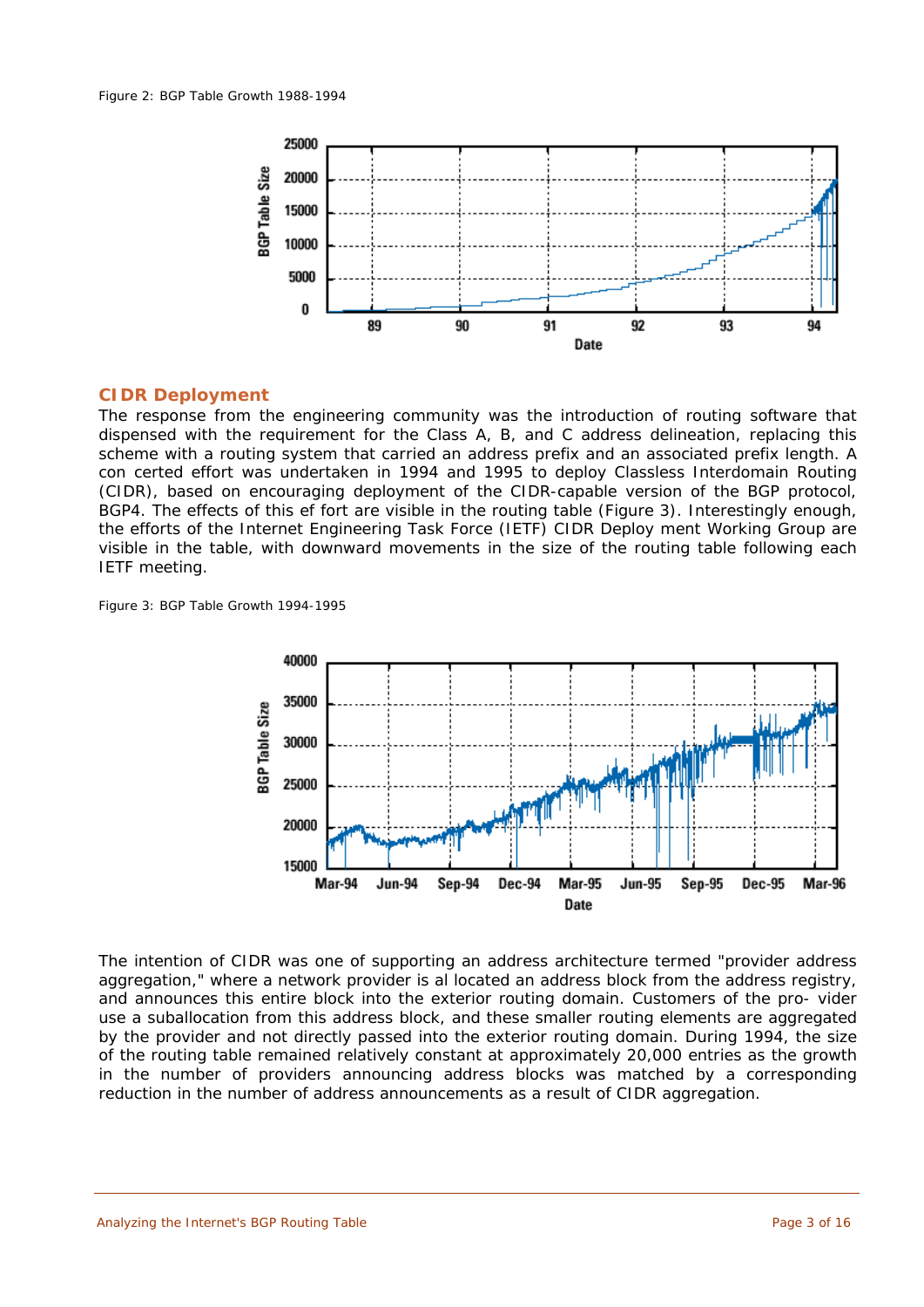Figure 2: BGP Table Growth 1988-1994

## CIDR Deployment

The response from the engineering community was the introduction of routing software that dispensed with the requirement for the Class A, B, and C address delineation, replacing this scheme with a routing system that carried an address prefix and an associated prefix length. A con certed effort was undertaken in 1994 and 1995 to deploy Classless Interdomain Routing (CIDR), based on encouraging deployment of the CIDR-capable version of the BGP protocol, BGP4. The effects of this ef fort are visible in the routing table (Figure 3). Interestingly enough, the efforts of the Internet Engineering Task Force (IETF) CIDR Deploy ment Working Group are visible in the table, with downward movements in the size of the routing table following each IETF meeting.

Figure 3: BGP Table Growth 1994-1995

The intention of CIDR was one of supporting an address architecture termed "provider address aggregation," where a network provider is al located an address block from the address registry, and announces this entire block into the exterior routing domain. Customers of the pro- vider use a suballocation from this address block, and these smaller routing elements are aggregated by the provider and not directly passed into the exterior routing domain. During 1994, the size of the routing table remained relatively constant at approximately 20,000 entries as the growth in the number of providers announcing address blocks was matched by a corresponding reduction in the number of address announcements as a result of CIDR aggregation.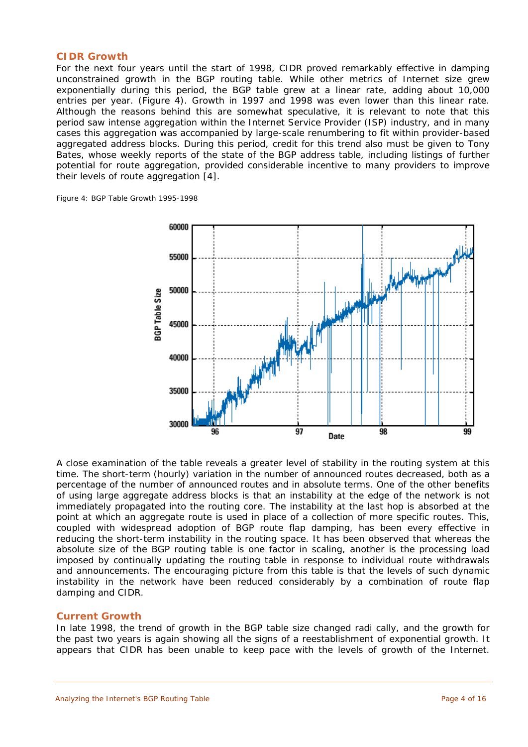## CIDR Growth

For the next four years until the start of 1998, CIDR proved remarkably effective in damping unconstrained growth in the BGP routing table. While other metrics of Internet size grew exponentially during this period, the BGP table grew at a linear rate, adding about 10,000 entries per year. (Figure 4). Growth in 1997 and 1998 was even lower than this linear rate. Although the reasons behind this are somewhat speculative, it is relevant to note that this period saw intense aggregation within the Internet Service Provider (ISP) industry, and in many cases this aggregation was accompanied by large-scale renumbering to fit within provider-based aggregated address blocks. During this period, credit for this trend also must be given to Tony Bates, whose weekly reports of the state of the BGP address table, including listings of further potential for route aggregation, provided considerable incentive to many providers to improve their levels of route aggregation [4].

Figure 4: BGP Table Growth 1995-1998

A close examination of the table reveals a greater level of stability in the routing system at this time. The short-term (hourly) variation in the number of announced routes decreased, both as a percentage of the number of announced routes and in absolute terms. One of the other benefits of using large aggregate address blocks is that an instability at the edge of the network is not immediately propagated into the routing core. The instability at the last hop is absorbed at the point at which an aggregate route is used in place of a collection of more specific routes. This, coupled with widespread adoption of BGP route flap damping, has been every effective in reducing the short-term instability in the routing space. It has been observed that whereas the absolute size of the BGP routing table is one factor in scaling, another is the processing load imposed by continually updating the routing table in response to individual route withdrawals and announcements. The encouraging picture from this table is that the levels of such dynamic instability in the network have been reduced considerably by a combination of route flap damping and CIDR.

## Current Growth

In late 1998, the trend of growth in the BGP table size changed radi cally, and the growth for the past two years is again showing all the signs of a reestablishment of exponential growth. It appears that CIDR has been unable to keep pace with the levels of growth of the Internet.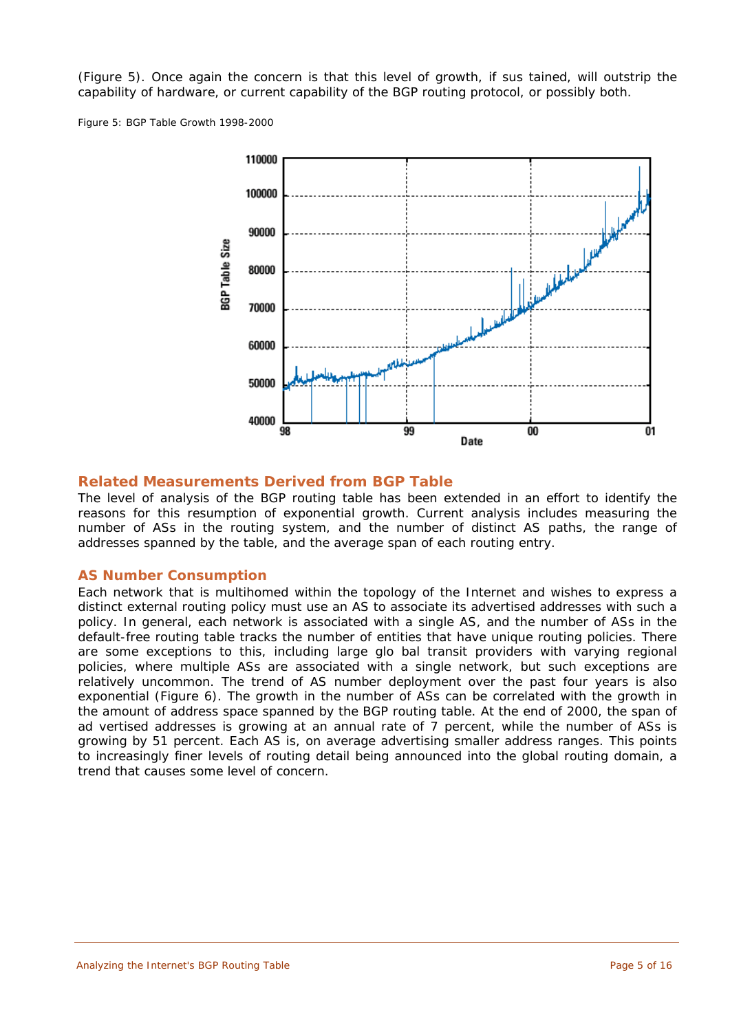(Figure 5). Once again the concern is that this level of growth, if sus tained, will outstrip the capability of hardware, or current capability of the BGP routing protocol, or possibly both.

Figure 5: BGP Table Growth 1998-2000

## Related Measurements Derived from BGP Table

The level of analysis of the BGP routing table has been extended in an effort to identify the reasons for this resumption of exponential growth. Current analysis includes measuring the number of ASs in the routing system, and the number of distinct AS paths, the range of addresses spanned by the table, and the average span of each routing entry.

### AS Number Consumption

Each network that is multihomed within the topology of the Internet and wishes to express a distinct external routing policy must use an AS to associate its advertised addresses with such a policy. In general, each network is associated with a single AS, and the number of ASs in the default-free routing table tracks the number of entities that have unique routing policies. There are some exceptions to this, including large glo bal transit providers with varying regional policies, where multiple ASs are associated with a single network, but such exceptions are relatively uncommon. The trend of AS number deployment over the past four years is also exponential (Figure 6). The growth in the number of ASs can be correlated with the growth in the amount of address space spanned by the BGP routing table. At the end of 2000, the span of ad vertised addresses is growing at an annual rate of 7 percent, while the number of ASs is growing by 51 percent. Each AS is, on average advertising smaller address ranges. This points to increasingly finer levels of routing detail being announced into the global routing domain, a trend that causes some level of concern.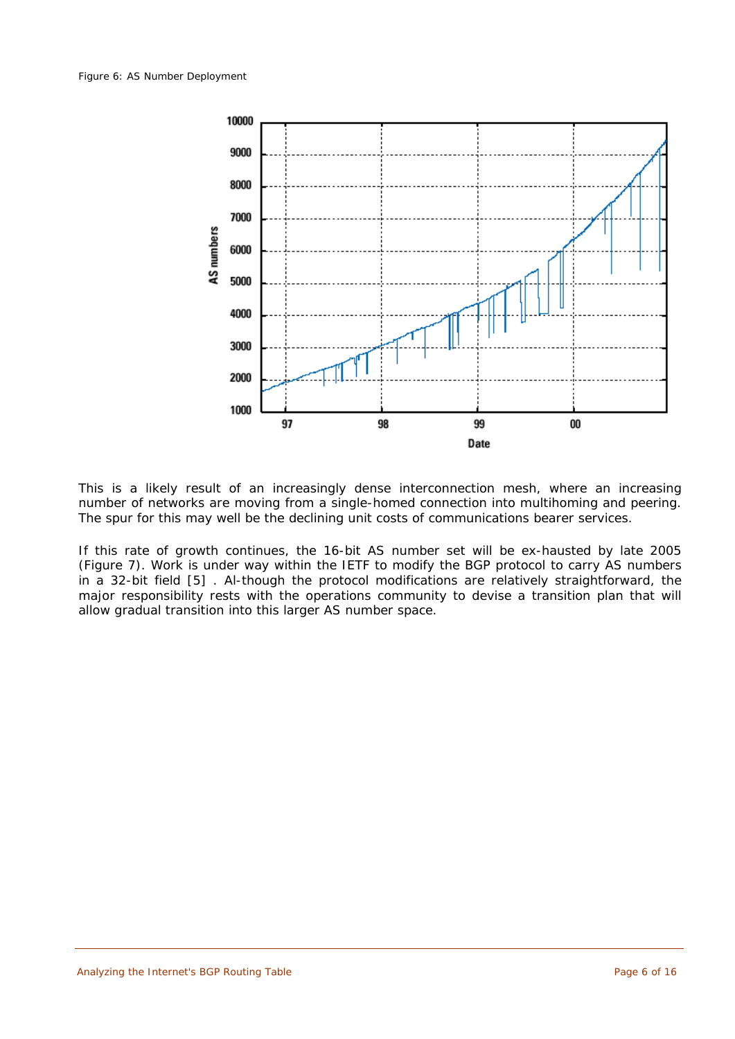Figure 6: AS Number Deployment

This is a likely result of an increasingly dense interconnection mesh, where an increasing number of networks are moving from a single-homed connection into multihoming and peering. The spur for this may well be the declining unit costs of communications bearer services.

If this rate of growth continues, the 16-bit AS number set will be ex-hausted by late 2005 (Figure 7). Work is under way within the IETF to modify the BGP protocol to carry AS numbers in a 32-bit field [5] . Al-though the protocol modifications are relatively straightforward, the major responsibility rests with the operations community to devise a transition plan that will allow gradual transition into this larger AS number space.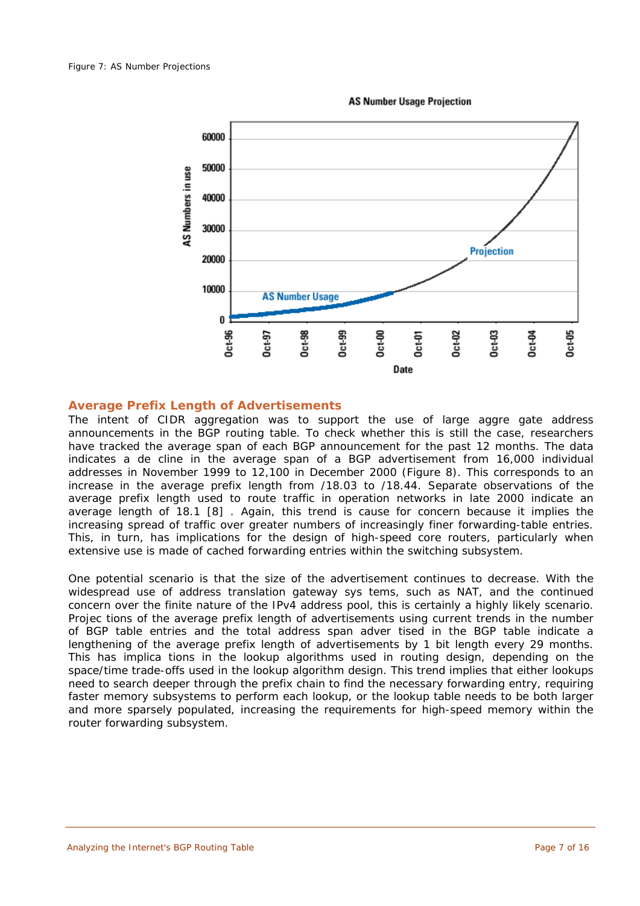Figure 7: AS Number Projections

## Average Prefix Length of Advertisements

The intent of CIDR aggregation was to support the use of large aggre gate address announcements in the BGP routing table. To check whether this is still the case, researchers have tracked the average span of each BGP announcement for the past 12 months. The data indicates a de cline in the average span of a BGP advertisement from 16,000 individual addresses in November 1999 to 12,100 in December 2000 (Figure 8). This corresponds to an increase in the average prefix length from /18.03 to /18.44. Separate observations of the average prefix length used to route traffic in operation networks in late 2000 indicate an average length of 18.1 [8] . Again, this trend is cause for concern because it implies the increasing spread of traffic over greater numbers of increasingly finer forwarding-table entries. This, in turn, has implications for the design of high-speed core routers, particularly when extensive use is made of cached forwarding entries within the switching subsystem.

One potential scenario is that the size of the advertisement continues to decrease. With the widespread use of address translation gateway sys tems, such as NAT, and the continued concern over the finite nature of the IPv4 address pool, this is certainly a highly likely scenario. Projec tions of the average prefix length of advertisements using current trends in the number of BGP table entries and the total address span adver tised in the BGP table indicate a lengthening of the average prefix length of advertisements by 1 bit length every 29 months. This has implica tions in the lookup algorithms used in routing design, depending on the space/time trade-offs used in the lookup algorithm design. This trend implies that either lookups need to search deeper through the prefix chain to find the necessary forwarding entry, requiring faster memory subsystems to perform each lookup, or the lookup table needs to be both larger and more sparsely populated, increasing the requirements for high-speed memory within the router forwarding subsystem.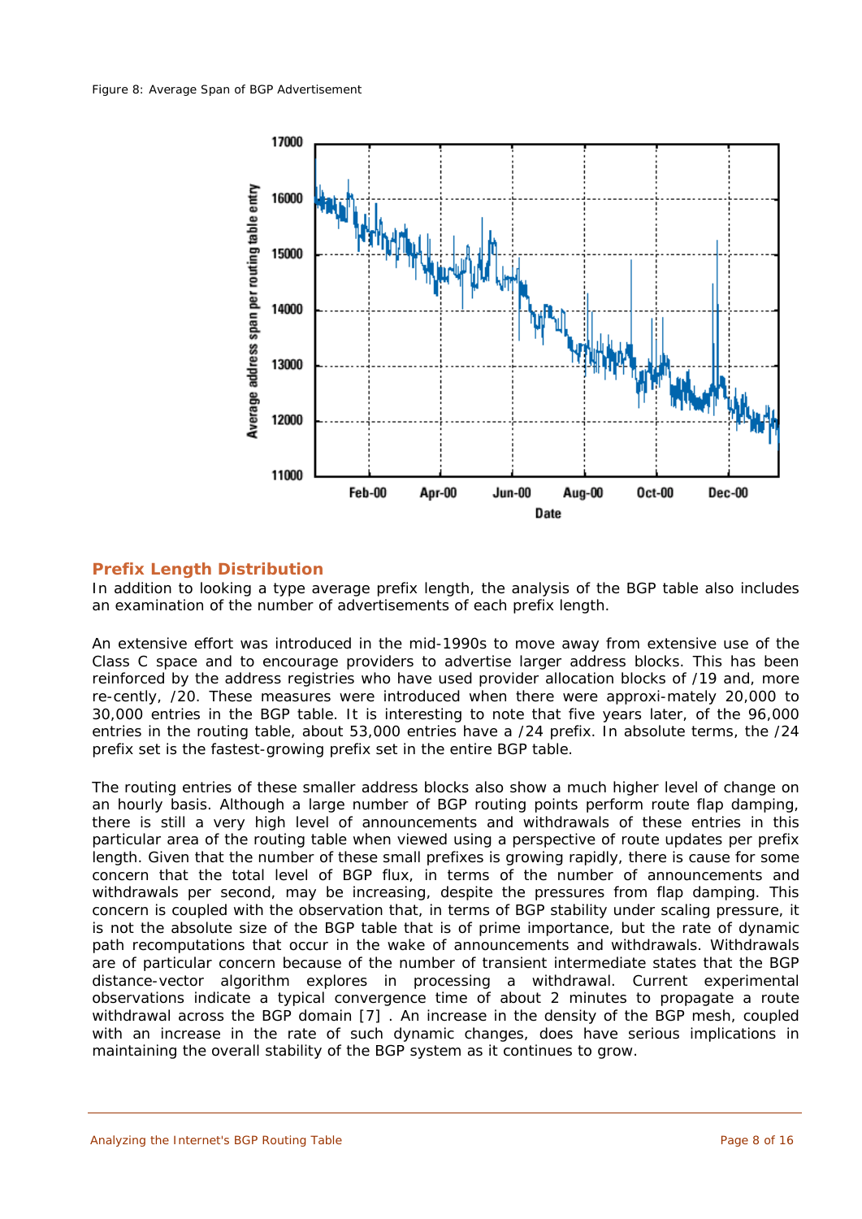Figure 8: Average Span of BGP Advertisement

## Prefix Length Distribution

In addition to looking a type average prefix length, the analysis of the BGP table also includes an examination of the number of advertisements of each prefix length.

An extensive effort was introduced in the mid-1990s to move away from extensive use of the Class C space and to encourage providers to advertise larger address blocks. This has been reinforced by the address registries who have used provider allocation blocks of /19 and, more re-cently, /20. These measures were introduced when there were approxi-mately 20,000 to 30,000 entries in the BGP table. It is interesting to note that five years later, of the 96,000 entries in the routing table, about 53,000 entries have a /24 prefix. In absolute terms, the /24 prefix set is the fastest-growing prefix set in the entire BGP table.

The routing entries of these smaller address blocks also show a much higher level of change on an hourly basis. Although a large number of BGP routing points perform route flap damping, there is still a very high level of announcements and withdrawals of these entries in this particular area of the routing table when viewed using a perspective of route updates per prefix length. Given that the number of these small prefixes is growing rapidly, there is cause for some concern that the total level of BGP flux, in terms of the number of announcements and withdrawals per second, may be increasing, despite the pressures from flap damping. This concern is coupled with the observation that, in terms of BGP stability under scaling pressure, it is not the absolute size of the BGP table that is of prime importance, but the rate of dynamic path recomputations that occur in the wake of announcements and withdrawals. Withdrawals are of particular concern because of the number of transient intermediate states that the BGP distance-vector algorithm explores in processing a withdrawal. Current experimental observations indicate a typical convergence time of about 2 minutes to propagate a route withdrawal across the BGP domain [7] . An increase in the density of the BGP mesh, coupled with an increase in the rate of such dynamic changes, does have serious implications in maintaining the overall stability of the BGP system as it continues to grow.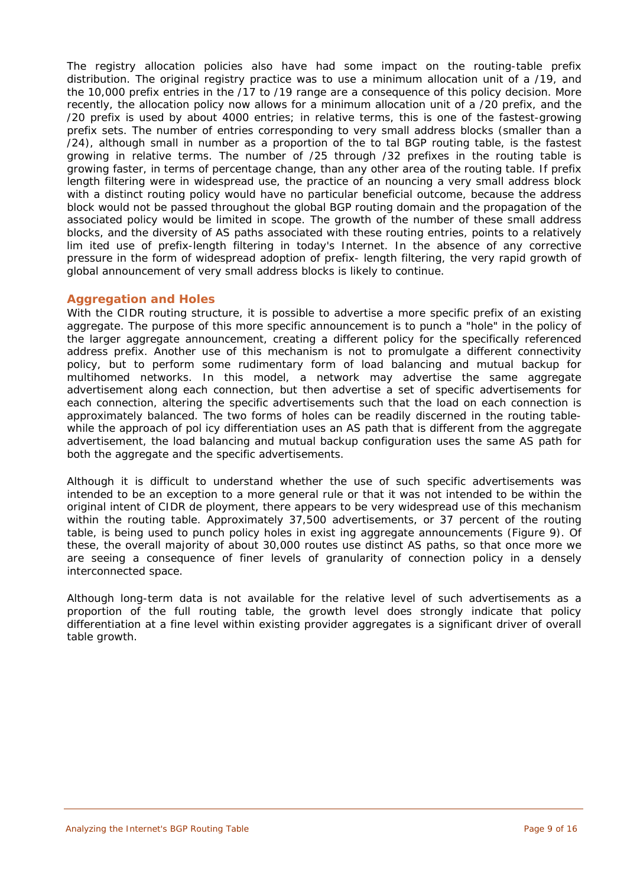The registry allocation policies also have had some impact on the routing-table prefix distribution. The original registry practice was to use a minimum allocation unit of a /19, and the 10,000 prefix entries in the /17 to /19 range are a consequence of this policy decision. More recently, the allocation policy now allows for a minimum allocation unit of a /20 prefix, and the /20 prefix is used by about 4000 entries; in relative terms, this is one of the fastest-growing prefix sets. The number of entries corresponding to very small address blocks (smaller than a /24), although small in number as a proportion of the to tal BGP routing table, is the fastest growing in relative terms. The number of /25 through /32 prefixes in the routing table is growing faster, in terms of percentage change, than any other area of the routing table. If prefix length filtering were in widespread use, the practice of an nouncing a very small address block with a distinct routing policy would have no particular beneficial outcome, because the address block would not be passed throughout the global BGP routing domain and the propagation of the associated policy would be limited in scope. The growth of the number of these small address blocks, and the diversity of AS paths associated with these routing entries, points to a relatively lim ited use of prefix-length filtering in today's Internet. In the absence of any corrective pressure in the form of widespread adoption of prefix- length filtering, the very rapid growth of global announcement of very small address blocks is likely to continue.

## Aggregation and Holes

With the CIDR routing structure, it is possible to advertise a more specific prefix of an existing aggregate. The purpose of this more specific announcement is to punch a "hole" in the policy of the larger aggregate announcement, creating a different policy for the specifically referenced address prefix. Another use of this mechanism is not to promulgate a different connectivity policy, but to perform some rudimentary form of load balancing and mutual backup for multihomed networks. In this model, a network may advertise the same aggregate advertisement along each connection, but then advertise a set of specific advertisements for each connection, altering the specific advertisements such that the load on each connection is approximately balanced. The two forms of holes can be readily discerned in the routing table-while the approach of pol icy differentiation uses an AS path that is different from the aggregate advertisement, the load balancing and mutual backup configuration uses the same AS path for both the aggregate and the specific advertisements.

Although it is difficult to understand whether the use of such specific advertisements was intended to be an exception to a more general rule or that it was not intended to be within the original intent of CIDR de ployment, there appears to be very widespread use of this mechanism within the routing table. Approximately 37,500 advertisements, or 37 percent of the routing table, is being used to punch policy holes in exist ing aggregate announcements (Figure 9). Of these, the overall majority of about 30,000 routes use distinct AS paths, so that once more we are seeing a consequence of finer levels of granularity of connection policy in a densely interconnected space.

Although long-term data is not available for the relative level of such advertisements as a proportion of the full routing table, the growth level does strongly indicate that policy differentiation at a fine level within existing provider aggregates is a significant driver of overall table growth.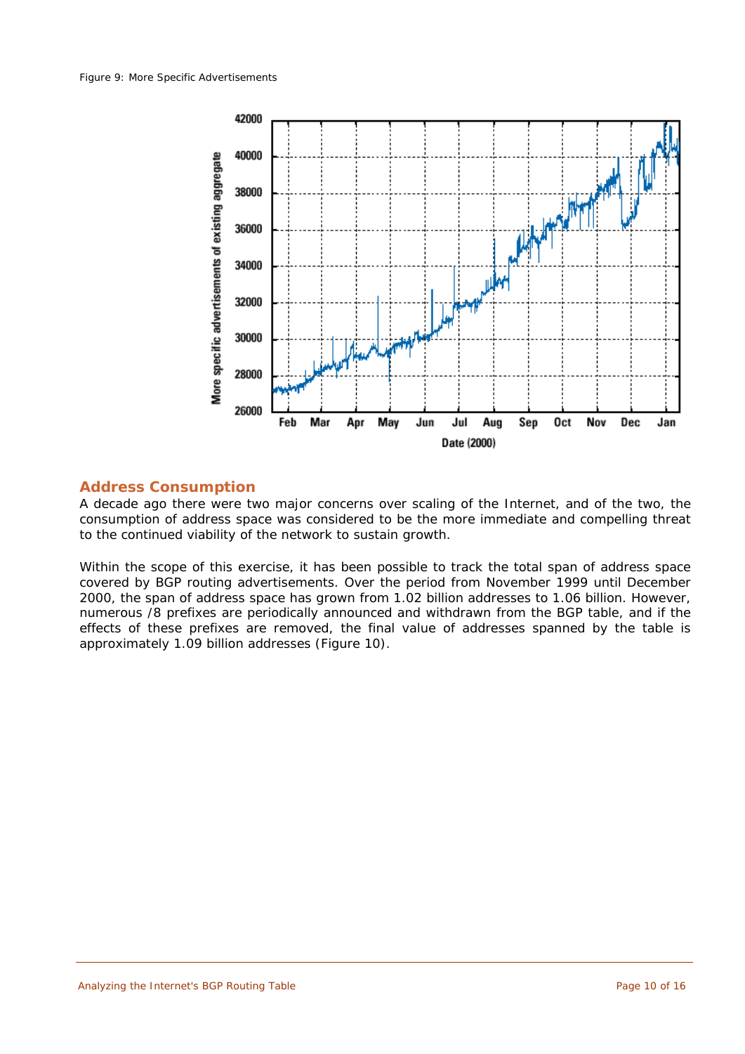Figure 9: More Specific Advertisements

## Address Consumption

A decade ago there were two major concerns over scaling of the Internet, and of the two, the consumption of address space was considered to be the more immediate and compelling threat to the continued viability of the network to sustain growth.

Within the scope of this exercise, it has been possible to track the total span of address space covered by BGP routing advertisements. Over the period from November 1999 until December 2000, the span of address space has grown from 1.02 billion addresses to 1.06 billion. However, numerous /8 prefixes are periodically announced and withdrawn from the BGP table, and if the effects of these prefixes are removed, the final value of addresses spanned by the table is approximately 1.09 billion addresses (Figure 10).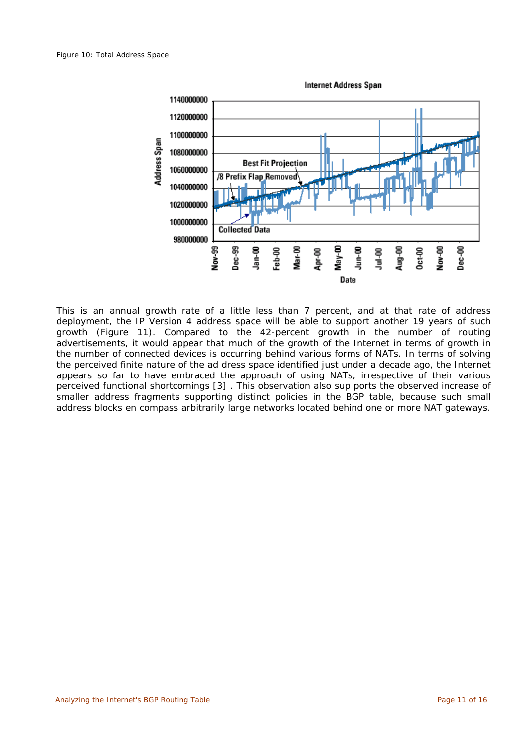Figure 10: Total Address Space

This is an annual growth rate of a little less than 7 percent, and at that rate of address deployment, the IP Version 4 address space will be able to support another 19 years of such growth (Figure 11). Compared to the 42-percent growth in the number of routing advertisements, it would appear that much of the growth of the Internet in terms of growth in the number of connected devices is occurring behind various forms of NATs. In terms of solving the perceived finite nature of the ad dress space identified just under a decade ago, the Internet appears so far to have embraced the approach of using NATs, irrespective of their various perceived functional shortcomings [3] . This observation also sup ports the observed increase of smaller address fragments supporting distinct policies in the BGP table, because such small address blocks en compass arbitrarily large networks located behind one or more NAT gateways.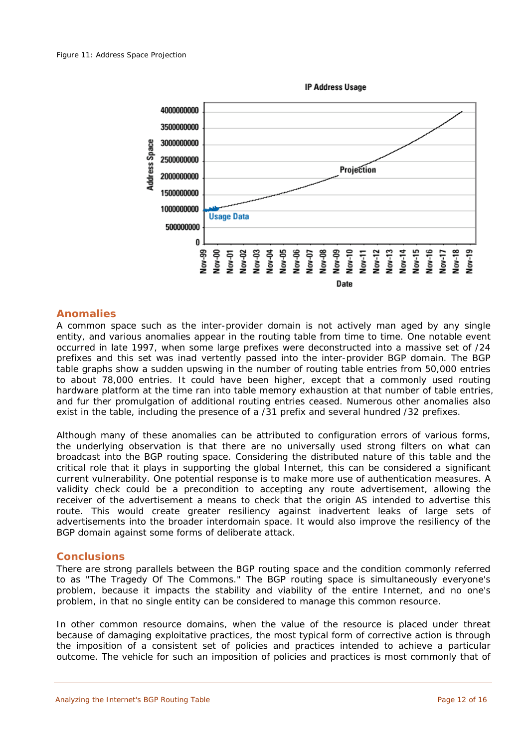Figure 11: Address Space Projection

## Anomalies

A common space such as the inter-provider domain is not actively man aged by any single entity, and various anomalies appear in the routing table from time to time. One notable event occurred in late 1997, when some large prefixes were deconstructed into a massive set of /24 prefixes and this set was inad vertently passed into the inter-provider BGP domain. The BGP table graphs show a sudden upswing in the number of routing table entries from 50,000 entries to about 78,000 entries. It could have been higher, except that a commonly used routing hardware platform at the time ran into table memory exhaustion at that number of table entries, and fur ther promulgation of additional routing entries ceased. Numerous other anomalies also exist in the table, including the presence of a /31 prefix and several hundred /32 prefixes.

Although many of these anomalies can be attributed to configuration errors of various forms, the underlying observation is that there are no universally used strong filters on what can broadcast into the BGP routing space. Considering the distributed nature of this table and the critical role that it plays in supporting the global Internet, this can be considered a significant current vulnerability. One potential response is to make more use of authentication measures. A validity check could be a precondition to accepting any route advertisement, allowing the receiver of the advertisement a means to check that the origin AS intended to advertise this route. This would create greater resiliency against inadvertent leaks of large sets of advertisements into the broader interdomain space. It would also improve the resiliency of the BGP domain against some forms of deliberate attack.

## Conclusions

There are strong parallels between the BGP routing space and the condition commonly referred to as "The Tragedy Of The Commons." The BGP routing space is simultaneously everyone's problem, because it impacts the stability and viability of the entire Internet, and no one's problem, in that no single entity can be considered to manage this common resource.

In other common resource domains, when the value of the resource is placed under threat because of damaging exploitative practices, the most typical form of corrective action is through the imposition of a consistent set of policies and practices intended to achieve a particular outcome. The vehicle for such an imposition of policies and practices is most commonly that of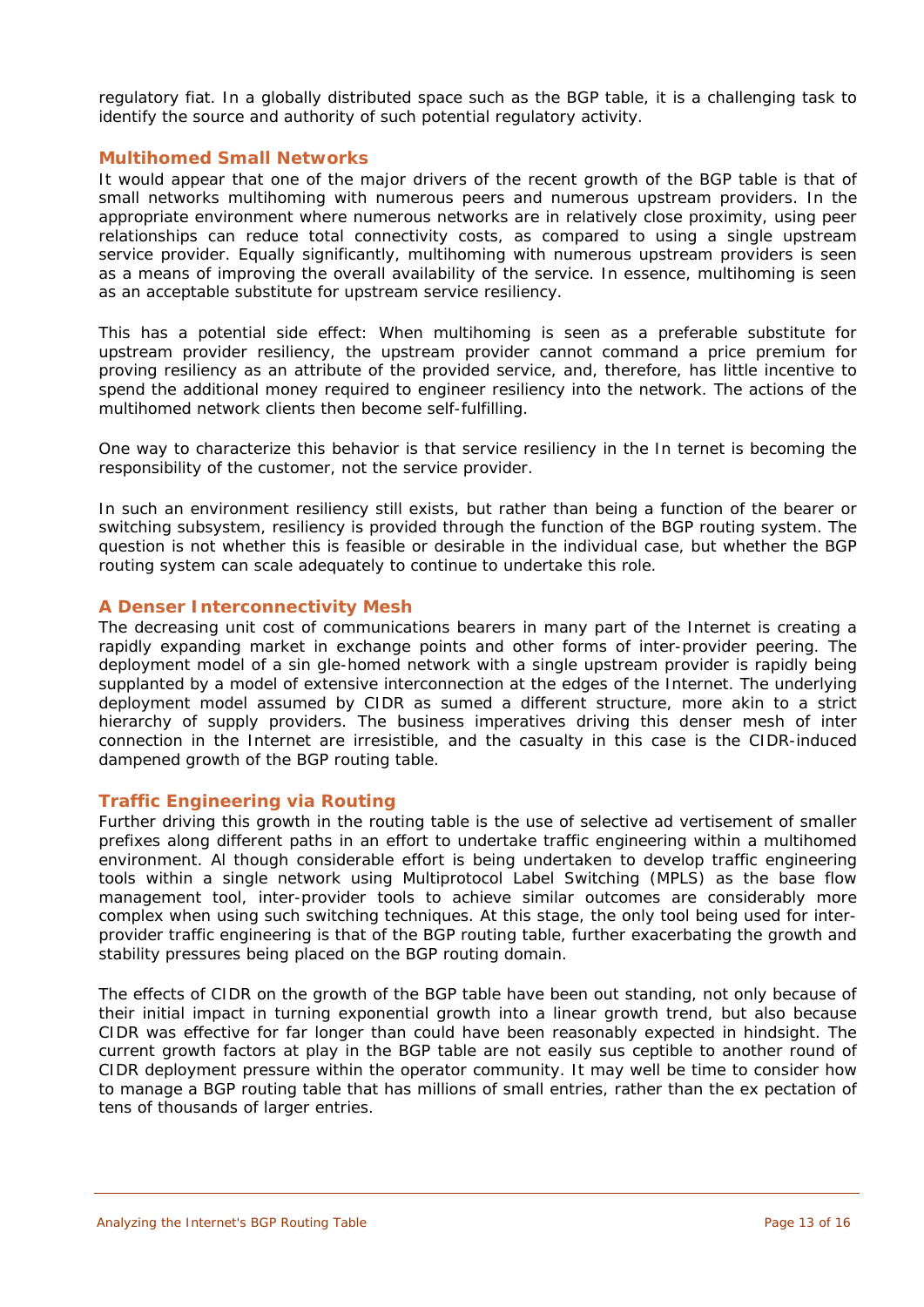regulatory fiat. In a globally distributed space such as the BGP table, it is a challenging task to identify the source and authority of such potential regulatory activity.

### Multihomed Small Networks

It would appear that one of the major drivers of the recent growth of the BGP table is that of small networks multihoming with numerous peers and numerous upstream providers. In the appropriate environment where numerous networks are in relatively close proximity, using peer relationships can reduce total connectivity costs, as compared to using a single upstream service provider. Equally significantly, multihoming with numerous upstream providers is seen as a means of improving the overall availability of the service. In essence, multihoming is seen as an acceptable substitute for upstream service resiliency.

This has a potential side effect: When multihoming is seen as a preferable substitute for upstream provider resiliency, the upstream provider cannot command a price premium for proving resiliency as an attribute of the provided service, and, therefore, has little incentive to spend the additional money required to engineer resiliency into the network. The actions of the multihomed network clients then become self-fulfilling.

One way to characterize this behavior is that service resiliency in the Internet is becoming the responsibility of the customer, not the service provider.

In such an environment resiliency still exists, but rather than being a function of the bearer or switching subsystem, resiliency is provided through the function of the BGP routing system. The question is not whether this is feasible or desirable in the individual case, but whether the BGP routing system can scale adequately to continue to undertake this role.

### A Denser Interconnectivity Mesh

The decreasing unit cost of communications bearers in many part of the Internet is creating a rapidly expanding market in exchange points and other forms of inter-provider peering. The deployment model of a single-homed network with a single upstream provider is rapidly being supplanted by a model of extensive interconnection at the edges of the Internet. The underlying deployment model assumed by CIDR assumed a different structure, more akin to a strict hierarchy of supply providers. The business imperatives driving this denser mesh of interconnection in the Internet are irresistible, and the casualty in this case is the CIDR-induced dampened growth of the BGP routing table.

### Traffic Engineering via Routing

Further driving this growth in the routing table is the use of selective advertisement of smaller prefixes along different paths in an effort to undertake traffic engineering within a multihomed environment. Although considerable effort is being undertaken to develop traffic engineering tools within a single network using Multiprotocol Label Switching (MPLS) as the base flow management tool, inter-provider tools to achieve similar outcomes are considerably more complex when using such switching techniques. At this stage, the only tool being used for inter-provider traffic engineering is that of the BGP routing table, further exacerbating the growth and stability pressures being placed on the BGP routing domain.

The effects of CIDR on the growth of the BGP table have been outstanding, not only because of their initial impact in turning exponential growth into a linear growth trend, but also because CIDR was effective for far longer than could have been reasonably expected in hindsight. The current growth factors at play in the BGP table are not easily susceptible to another round of CIDR deployment pressure within the operator community. It may well be time to consider how to manage a BGP routing table that has millions of small entries, rather than the expectation of tens of thousands of larger entries.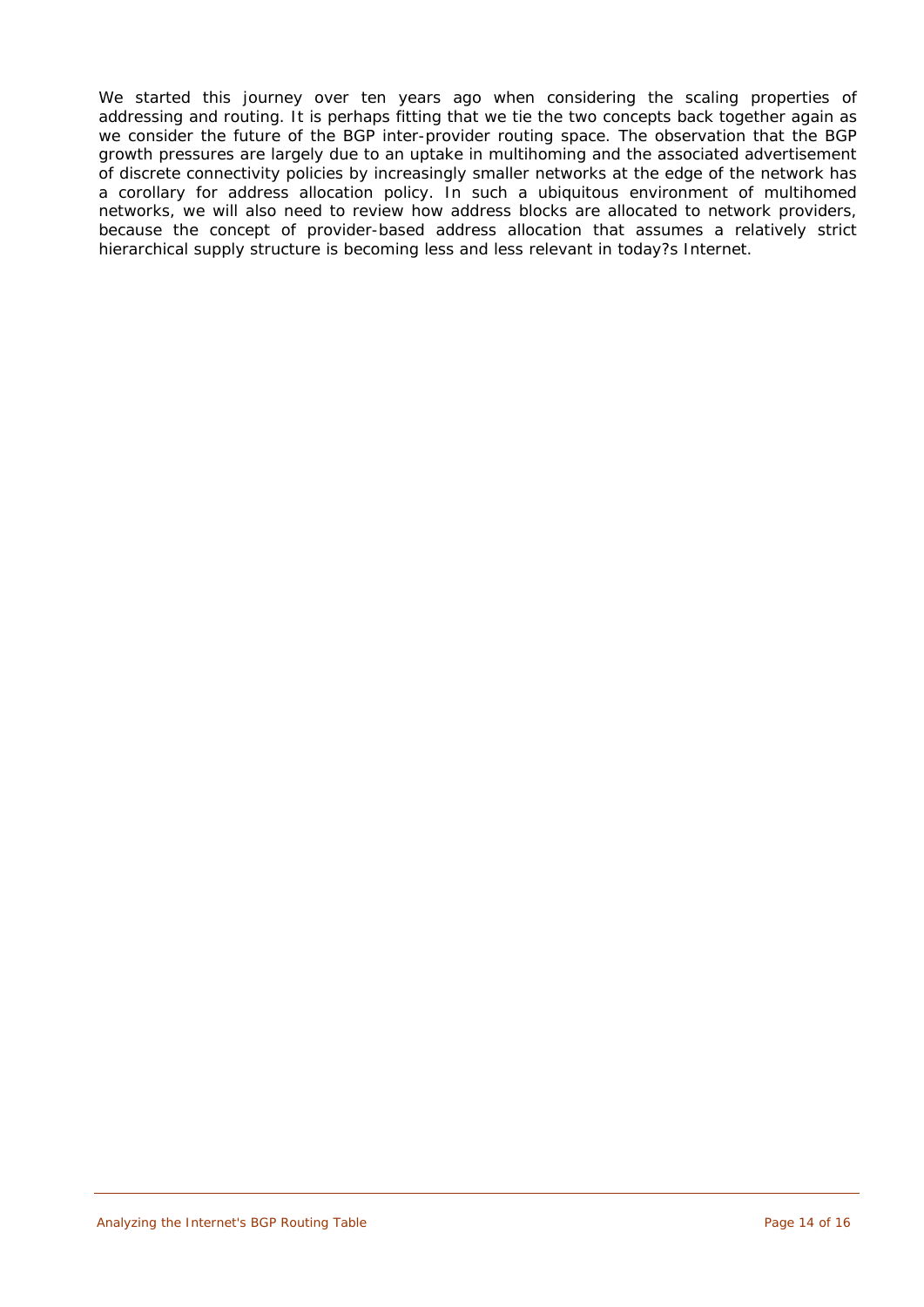We started this journey over ten years ago when considering the scaling properties of addressing and routing. It is perhaps fitting that we tie the two concepts back together again as we consider the future of the BGP inter-provider routing space. The observation that the BGP growth pressures are largely due to an uptake in multihoming and the associated advertisement of discrete connectivity policies by increasingly smaller networks at the edge of the network has a corollary for address allocation policy. In such a ubiquitous environment of multihomed networks, we will also need to review how address blocks are allocated to network providers, because the concept of provider-based address allocation that assumes a relatively strict hierarchical supply structure is becoming less and less relevant in today?s Internet.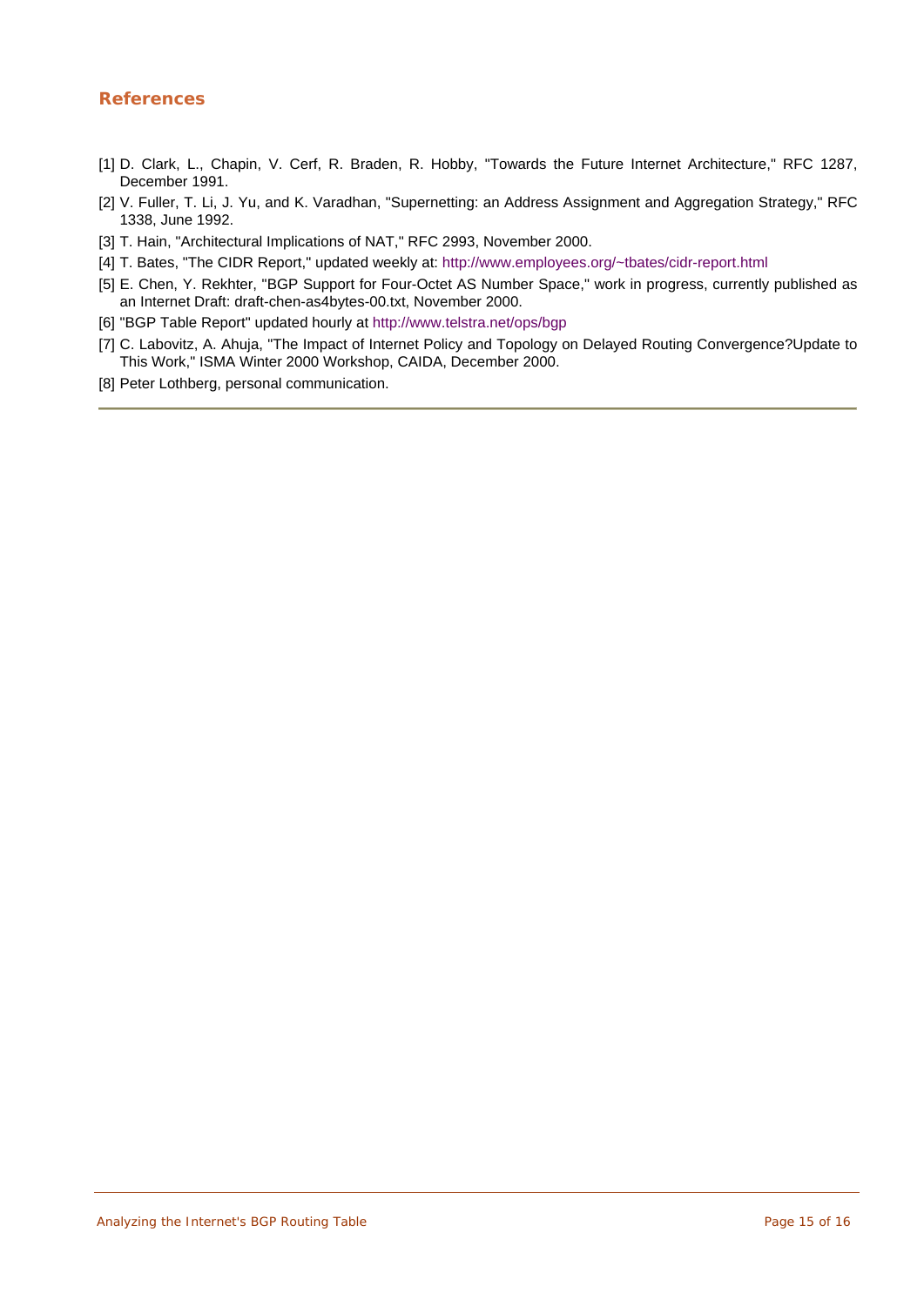## References

[1] D. Clark, L., Chapin, V. Cerf, R. Braden, R. Hobby, "Towards the Future Internet Architecture," RFC 1287, December 1991.

[2] V. Fuller, T. Li, J. Yu, and K. Varadhan, "Supernetting: an Address Assignment and Aggregation Strategy," RFC 1338, June 1992.

[3] T. Hain, "Architectural Implications of NAT," RFC 2993, November 2000.

[4] T. Bates, "The CIDR Report," updated weekly at: http://www.employees.org/~tbates/cidr-report.html

[5] E. Chen, Y. Rekhter, "BGP Support for Four-Octet AS Number Space," work in progress, currently published as an Internet Draft: draft-chen-as4bytes-00.txt, November 2000.

[6] "BGP Table Report" updated hourly at http://www.telstra.net/ops/bgp

[7] C. Labovitz, A. Ahuja, "The Impact of Internet Policy and Topology on Delayed Routing Convergence?Update to This Work," ISMA Winter 2000 Workshop, CAIDA, December 2000.

[8] Peter Lothberg, personal communication.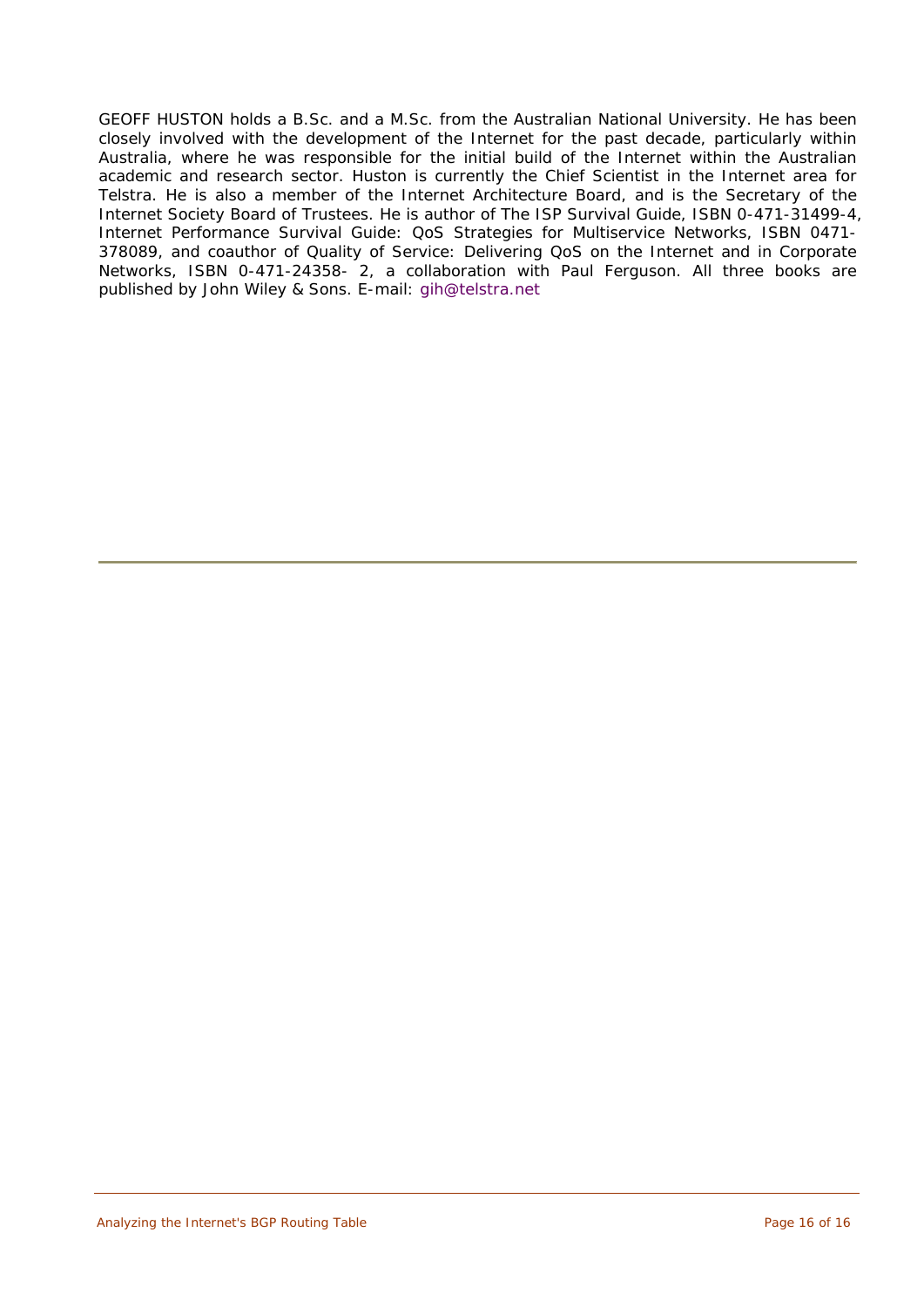GEOFF HUSTON holds a B.Sc. and a M.Sc. from the Australian National University. He has been closely involved with the development of the Internet for the past decade, particularly within Australia, where he was responsible for the initial build of the Internet within the Australian academic and research sector. Huston is currently the Chief Scientist in the Internet area for Telstra. He is also a member of the Internet Architecture Board, and is the Secretary of the Internet Society Board of Trustees. He is author of The ISP Survival Guide, ISBN 0-471-31499-4, Internet Performance Survival Guide: QoS Strategies for Multiservice Networks, ISBN 0471-378089, and coauthor of Quality of Service: Delivering QoS on the Internet and in Corporate Networks, ISBN 0-471-24358- 2, a collaboration with Paul Ferguson. All three books are published by John Wiley & Sons. E-mail: gih@telstra.net